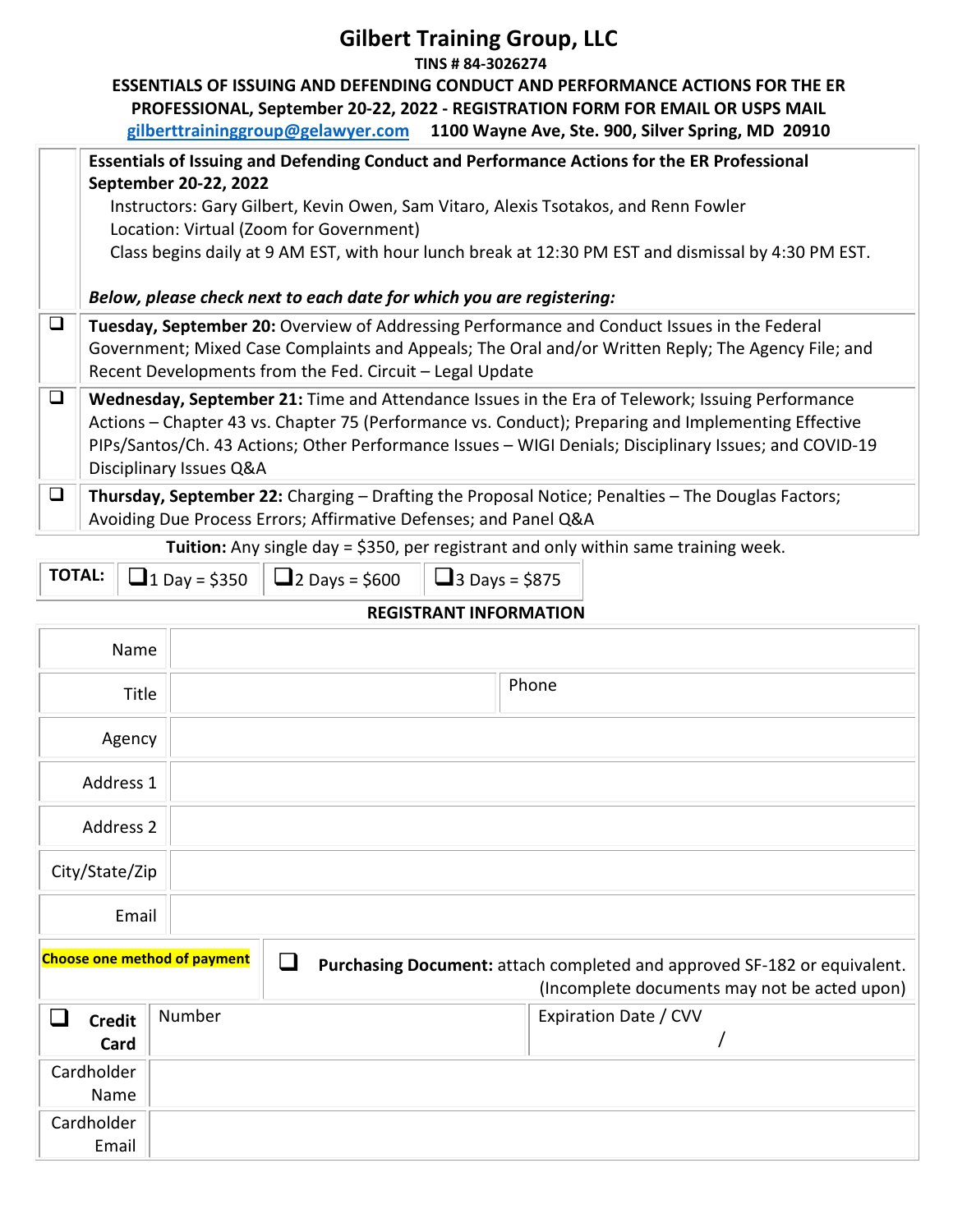# Gilbert Training Group, LLC

**TINS # 84-3026274**

**ESSENTIALS OF ISSUING AND DEFENDING CONDUCT AND PERFORMANCE ACTIONS FOR THE ER PROFESSIONAL, September 20-22, 2022 - REGISTRATION FORM FOR EMAIL OR USPS MAIL**

**gilberttraininggroup@gelawyer.com** **1100 Wayne Ave, Ste. 900, Silver Spring, MD 20910**

| | |
|---|---|
| | **Essentials of Issuing and Defending Conduct and Performance Actions for the ER Professional September 20-22, 2022**<br>Instructors: Gary Gilbert, Kevin Owen, Sam Vitaro, Alexis Tsotakos, and Renn Fowler<br>Location: Virtual (Zoom for Government)<br>Class begins daily at 9 AM EST, with hour lunch break at 12:30 PM EST and dismissal by 4:30 PM EST.<br><br>***Below, please check next to each date for which you are registering:*** |
| ☐ | **Tuesday, September 20:** Overview of Addressing Performance and Conduct Issues in the Federal Government; Mixed Case Complaints and Appeals; The Oral and/or Written Reply; The Agency File; and Recent Developments from the Fed. Circuit – Legal Update |
| ☐ | **Wednesday, September 21:** Time and Attendance Issues in the Era of Telework; Issuing Performance Actions – Chapter 43 vs. Chapter 75 (Performance vs. Conduct); Preparing and Implementing Effective PIPs/Santos/Ch. 43 Actions; Other Performance Issues – WIGI Denials; Disciplinary Issues; and COVID-19 Disciplinary Issues Q&A |
| ☐ | **Thursday, September 22:** Charging – Drafting the Proposal Notice; Penalties – The Douglas Factors; Avoiding Due Process Errors; Affirmative Defenses; and Panel Q&A |

**Tuition:** Any single day = $350, per registrant and only within same training week.

| **TOTAL:** | ☐ 1 Day = $350 | ☐ 2 Days = $600 | ☐ 3 Days = $875 |
|---|---|---|---|

**REGISTRANT INFORMATION**

| | | | |
|---|---|---|---|
| Name | | | |
| Title | | Phone | |
| Agency | | | |
| Address 1 | | | |
| Address 2 | | | |
| City/State/Zip | | | |
| Email | | | |

| | | |
|---|---|---|
| **Choose one method of payment** | ☐ **Purchasing Document:** attach completed and approved SF-182 or equivalent. (Incomplete documents may not be acted upon) | |
| ☐ **Credit Card** | Number | Expiration Date / CVV<br>/ |
| Cardholder Name | | |
| Cardholder Email | | |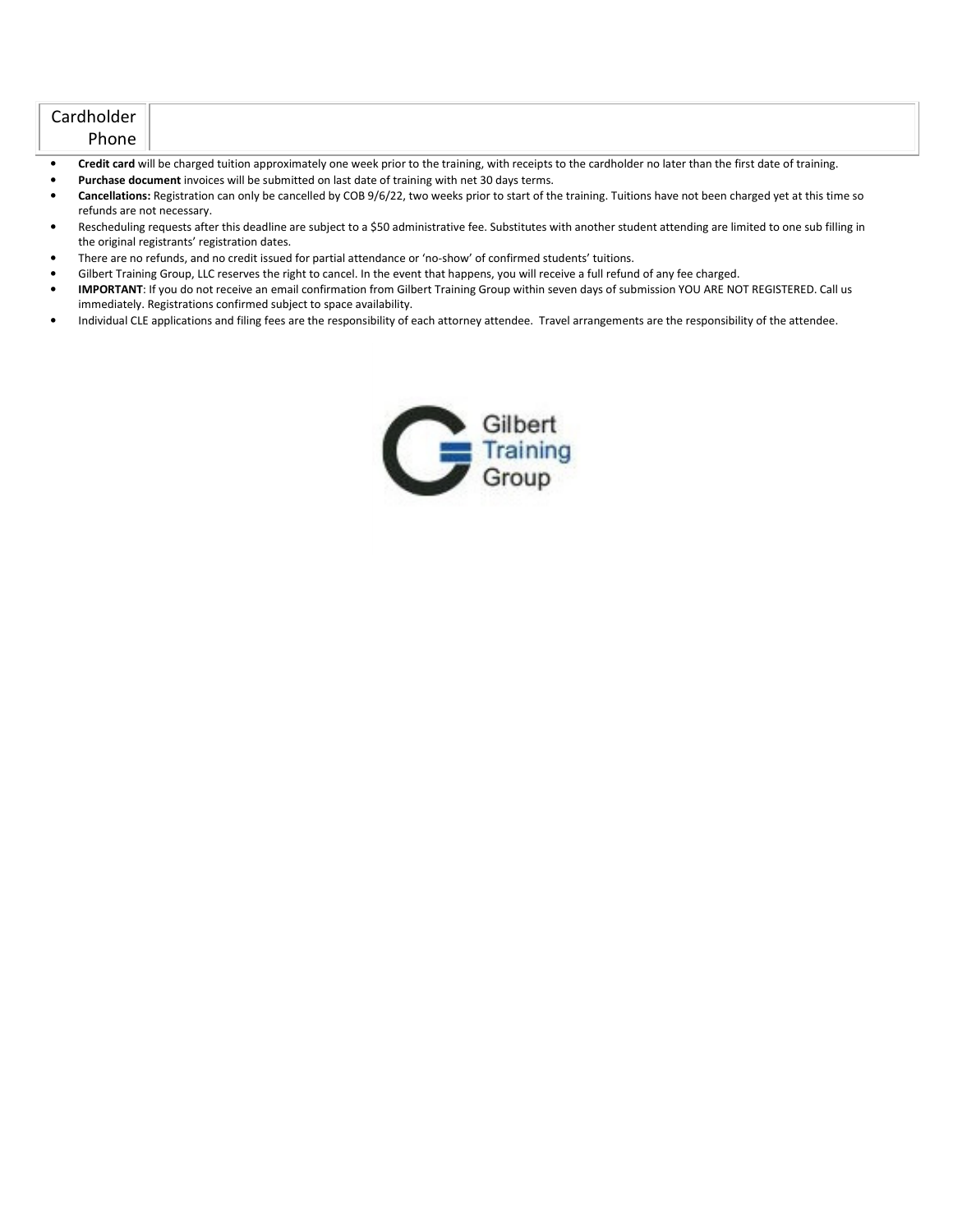| | |
|---|---|
| Cardholder Phone | |

- **Credit card** will be charged tuition approximately one week prior to the training, with receipts to the cardholder no later than the first date of training.
- **Purchase document** invoices will be submitted on last date of training with net 30 days terms.
- **Cancellations:** Registration can only be cancelled by COB 9/6/22, two weeks prior to start of the training. Tuitions have not been charged yet at this time so refunds are not necessary.
- Rescheduling requests after this deadline are subject to a $50 administrative fee. Substitutes with another student attending are limited to one sub filling in the original registrants' registration dates.
- There are no refunds, and no credit issued for partial attendance or 'no-show' of confirmed students' tuitions.
- Gilbert Training Group, LLC reserves the right to cancel. In the event that happens, you will receive a full refund of any fee charged.
- **IMPORTANT**: If you do not receive an email confirmation from Gilbert Training Group within seven days of submission YOU ARE NOT REGISTERED. Call us immediately. Registrations confirmed subject to space availability.
- Individual CLE applications and filing fees are the responsibility of each attorney attendee. Travel arrangements are the responsibility of the attendee.

Gilbert Training Group